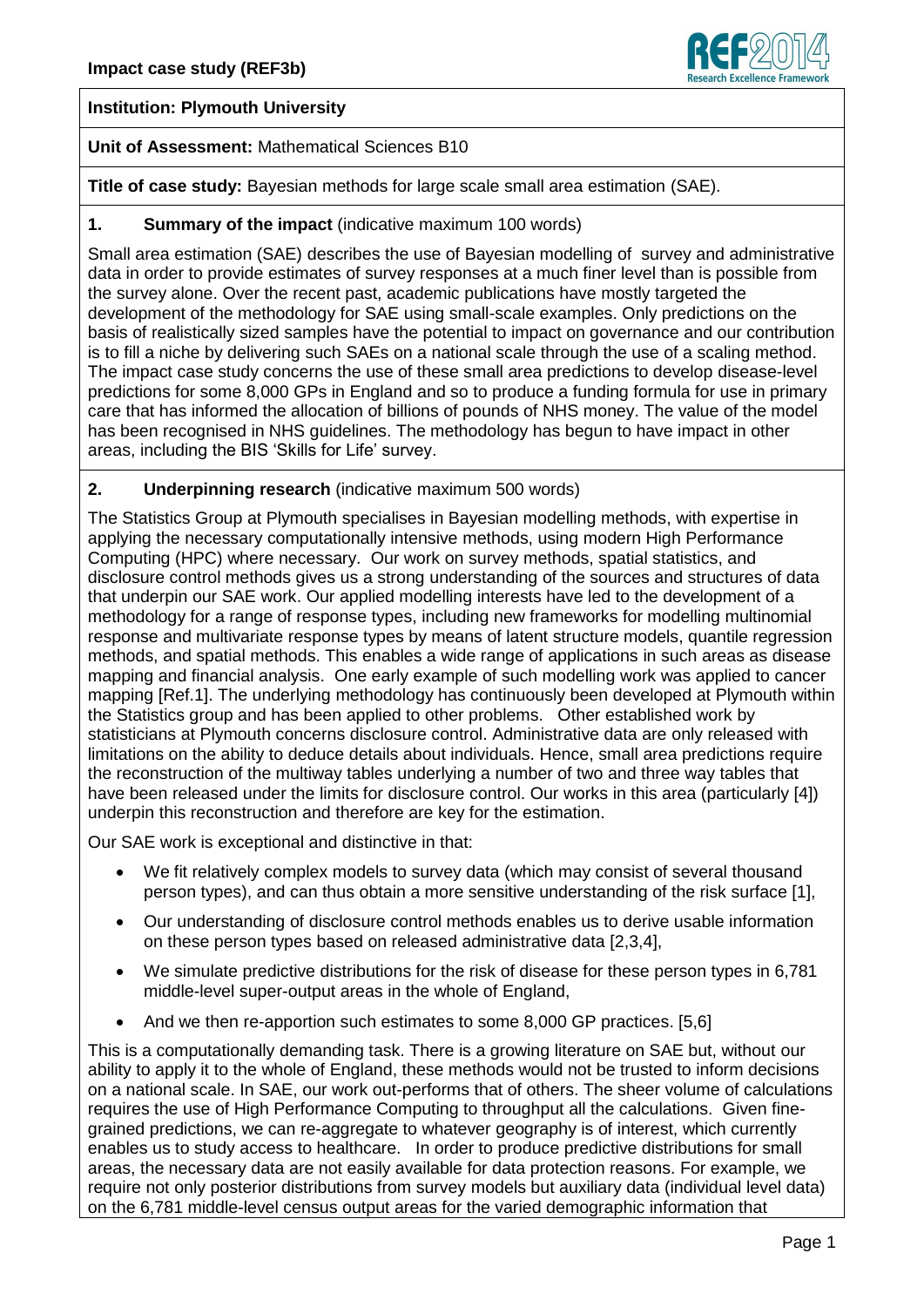**Impact case study (REF3b)**

**Institution: Plymouth University**

**Unit of Assessment:** Mathematical Sciences B10

**Title of case study:** Bayesian methods for large scale small area estimation (SAE).

**1. Summary of the impact** (indicative maximum 100 words)

Small area estimation (SAE) describes the use of Bayesian modelling of survey and administrative data in order to provide estimates of survey responses at a much finer level than is possible from the survey alone. Over the recent past, academic publications have mostly targeted the development of the methodology for SAE using small-scale examples. Only predictions on the basis of realistically sized samples have the potential to impact on governance and our contribution is to fill a niche by delivering such SAEs on a national scale through the use of a scaling method. The impact case study concerns the use of these small area predictions to develop disease-level predictions for some 8,000 GPs in England and so to produce a funding formula for use in primary care that has informed the allocation of billions of pounds of NHS money. The value of the model has been recognised in NHS guidelines. The methodology has begun to have impact in other areas, including the BIS 'Skills for Life' survey.

**2. Underpinning research** (indicative maximum 500 words)

The Statistics Group at Plymouth specialises in Bayesian modelling methods, with expertise in applying the necessary computationally intensive methods, using modern High Performance Computing (HPC) where necessary. Our work on survey methods, spatial statistics, and disclosure control methods gives us a strong understanding of the sources and structures of data that underpin our SAE work. Our applied modelling interests have led to the development of a methodology for a range of response types, including new frameworks for modelling multinomial response and multivariate response types by means of latent structure models, quantile regression methods, and spatial methods. This enables a wide range of applications in such areas as disease mapping and financial analysis. One early example of such modelling work was applied to cancer mapping [Ref.1]. The underlying methodology has continuously been developed at Plymouth within the Statistics group and has been applied to other problems. Other established work by statisticians at Plymouth concerns disclosure control. Administrative data are only released with limitations on the ability to deduce details about individuals. Hence, small area predictions require the reconstruction of the multiway tables underlying a number of two and three way tables that have been released under the limits for disclosure control. Our works in this area (particularly [4]) underpin this reconstruction and therefore are key for the estimation.

Our SAE work is exceptional and distinctive in that:

- We fit relatively complex models to survey data (which may consist of several thousand person types), and can thus obtain a more sensitive understanding of the risk surface [1],
- Our understanding of disclosure control methods enables us to derive usable information on these person types based on released administrative data [2,3,4],
- We simulate predictive distributions for the risk of disease for these person types in 6,781 middle-level super-output areas in the whole of England,
- And we then re-apportion such estimates to some 8,000 GP practices. [5,6]

This is a computationally demanding task. There is a growing literature on SAE but, without our ability to apply it to the whole of England, these methods would not be trusted to inform decisions on a national scale. In SAE, our work out-performs that of others. The sheer volume of calculations requires the use of High Performance Computing to throughput all the calculations. Given fine-grained predictions, we can re-aggregate to whatever geography is of interest, which currently enables us to study access to healthcare. In order to produce predictive distributions for small areas, the necessary data are not easily available for data protection reasons. For example, we require not only posterior distributions from survey models but auxiliary data (individual level data) on the 6,781 middle-level census output areas for the varied demographic information that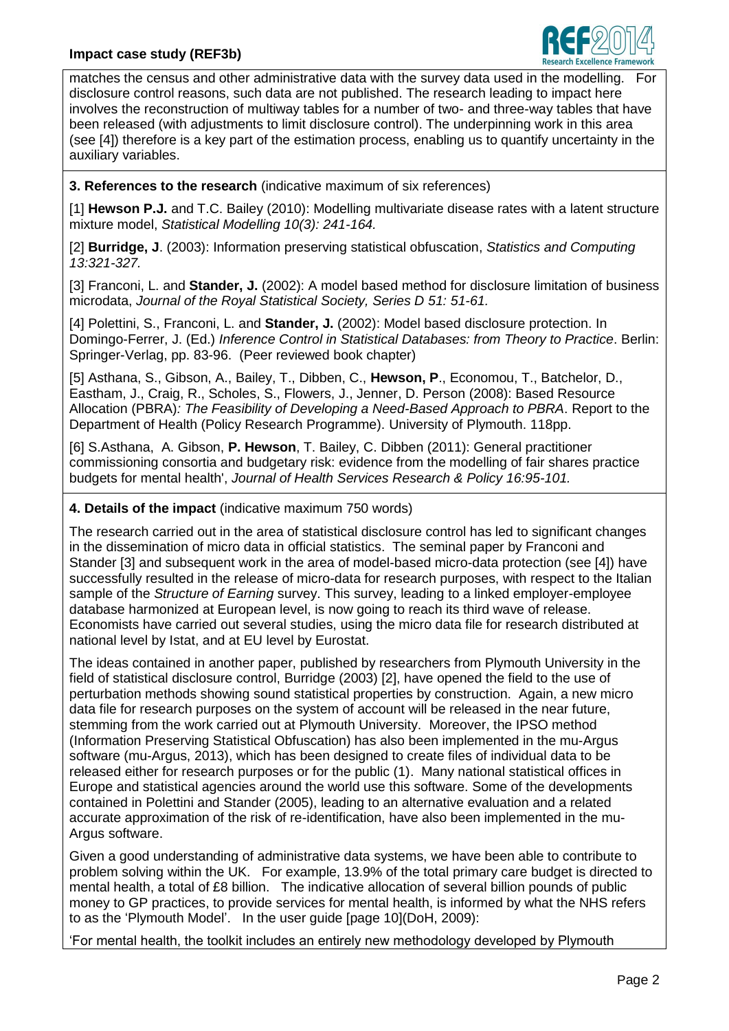matches the census and other administrative data with the survey data used in the modelling. For disclosure control reasons, such data are not published. The research leading to impact here involves the reconstruction of multiway tables for a number of two- and three-way tables that have been released (with adjustments to limit disclosure control). The underpinning work in this area (see [4]) therefore is a key part of the estimation process, enabling us to quantify uncertainty in the auxiliary variables.

**3. References to the research** (indicative maximum of six references)

[1] **Hewson P.J.** and T.C. Bailey (2010): Modelling multivariate disease rates with a latent structure mixture model, *Statistical Modelling 10(3): 241-164.*

[2] **Burridge, J**. (2003): Information preserving statistical obfuscation, *Statistics and Computing 13:321-327.*

[3] Franconi, L. and **Stander, J.** (2002): A model based method for disclosure limitation of business microdata, *Journal of the Royal Statistical Society, Series D 51: 51-61.*

[4] Polettini, S., Franconi, L. and **Stander, J.** (2002): Model based disclosure protection. In Domingo-Ferrer, J. (Ed.) *Inference Control in Statistical Databases: from Theory to Practice*. Berlin: Springer-Verlag, pp. 83-96. (Peer reviewed book chapter)

[5] Asthana, S., Gibson, A., Bailey, T., Dibben, C., **Hewson, P**., Economou, T., Batchelor, D., Eastham, J., Craig, R., Scholes, S., Flowers, J., Jenner, D. Person (2008): Based Resource Allocation (PBRA)*: The Feasibility of Developing a Need-Based Approach to PBRA*. Report to the Department of Health (Policy Research Programme). University of Plymouth. 118pp.

[6] S.Asthana, A. Gibson, **P. Hewson**, T. Bailey, C. Dibben (2011): General practitioner commissioning consortia and budgetary risk: evidence from the modelling of fair shares practice budgets for mental health', *Journal of Health Services Research & Policy 16:95-101.*

**4. Details of the impact** (indicative maximum 750 words)

The research carried out in the area of statistical disclosure control has led to significant changes in the dissemination of micro data in official statistics. The seminal paper by Franconi and Stander [3] and subsequent work in the area of model-based micro-data protection (see [4]) have successfully resulted in the release of micro-data for research purposes, with respect to the Italian sample of the *Structure of Earning* survey. This survey, leading to a linked employer-employee database harmonized at European level, is now going to reach its third wave of release. Economists have carried out several studies, using the micro data file for research distributed at national level by Istat, and at EU level by Eurostat.

The ideas contained in another paper, published by researchers from Plymouth University in the field of statistical disclosure control, Burridge (2003) [2], have opened the field to the use of perturbation methods showing sound statistical properties by construction. Again, a new micro data file for research purposes on the system of account will be released in the near future, stemming from the work carried out at Plymouth University. Moreover, the IPSO method (Information Preserving Statistical Obfuscation) has also been implemented in the mu-Argus software (mu-Argus, 2013), which has been designed to create files of individual data to be released either for research purposes or for the public (1). Many national statistical offices in Europe and statistical agencies around the world use this software. Some of the developments contained in Polettini and Stander (2005), leading to an alternative evaluation and a related accurate approximation of the risk of re-identification, have also been implemented in the mu-Argus software.

Given a good understanding of administrative data systems, we have been able to contribute to problem solving within the UK. For example, 13.9% of the total primary care budget is directed to mental health, a total of £8 billion. The indicative allocation of several billion pounds of public money to GP practices, to provide services for mental health, is informed by what the NHS refers to as the 'Plymouth Model'. In the user guide [page 10](DoH, 2009):

'For mental health, the toolkit includes an entirely new methodology developed by Plymouth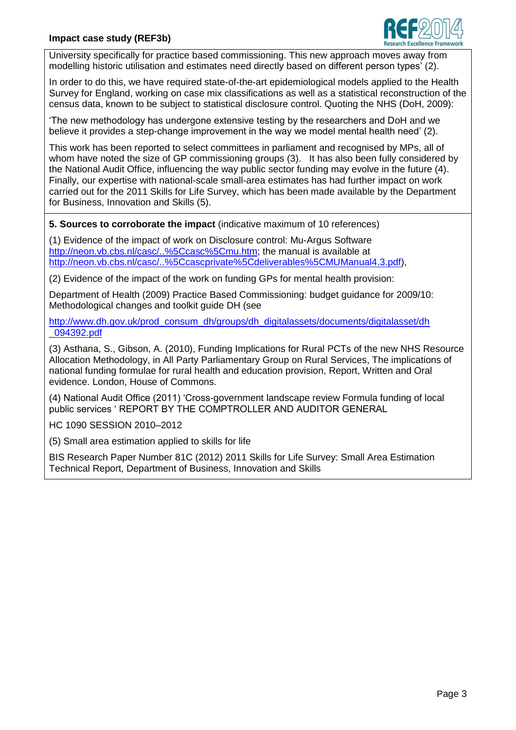University specifically for practice based commissioning. This new approach moves away from modelling historic utilisation and estimates need directly based on different person types' (2).

In order to do this, we have required state-of-the-art epidemiological models applied to the Health Survey for England, working on case mix classifications as well as a statistical reconstruction of the census data, known to be subject to statistical disclosure control. Quoting the NHS (DoH, 2009):

'The new methodology has undergone extensive testing by the researchers and DoH and we believe it provides a step-change improvement in the way we model mental health need' (2).

This work has been reported to select committees in parliament and recognised by MPs, all of whom have noted the size of GP commissioning groups (3). It has also been fully considered by the National Audit Office, influencing the way public sector funding may evolve in the future (4). Finally, our expertise with national-scale small-area estimates has had further impact on work carried out for the 2011 Skills for Life Survey, which has been made available by the Department for Business, Innovation and Skills (5).

**5. Sources to corroborate the impact** (indicative maximum of 10 references)

(1) Evidence of the impact of work on Disclosure control: Mu-Argus Software http://neon.vb.cbs.nl/casc/..%5Ccasc%5Cmu.htm; the manual is available at http://neon.vb.cbs.nl/casc/..%5Ccascprivate%5Cdeliverables%5CMUManual4.3.pdf),

(2) Evidence of the impact of the work on funding GPs for mental health provision:

Department of Health (2009) Practice Based Commissioning: budget guidance for 2009/10: Methodological changes and toolkit guide DH (see

http://www.dh.gov.uk/prod_consum_dh/groups/dh_digitalassets/documents/digitalasset/dh_094392.pdf

(3) Asthana, S., Gibson, A. (2010), Funding Implications for Rural PCTs of the new NHS Resource Allocation Methodology, in All Party Parliamentary Group on Rural Services, The implications of national funding formulae for rural health and education provision, Report, Written and Oral evidence. London, House of Commons.

(4) National Audit Office (2011) 'Cross-government landscape review Formula funding of local public services ' REPORT BY THE COMPTROLLER AND AUDITOR GENERAL

HC 1090 SESSION 2010–2012

(5) Small area estimation applied to skills for life

BIS Research Paper Number 81C (2012) 2011 Skills for Life Survey: Small Area Estimation Technical Report, Department of Business, Innovation and Skills